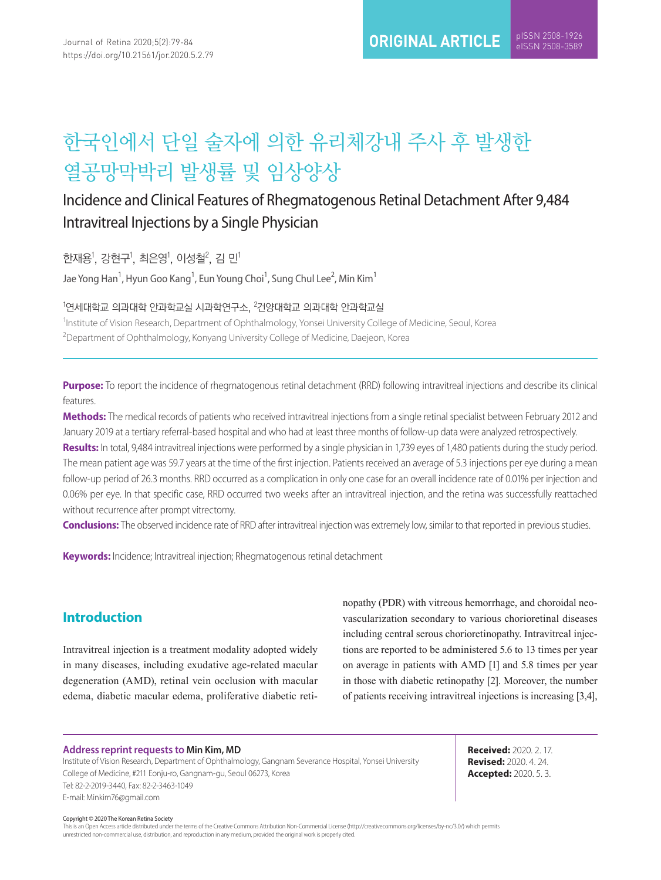# 한국인에서 단일 술자에 의한 유리체강내 주사 후 발생한 열공망막박리 발생률 및 임상양상

## Incidence and Clinical Features of Rhegmatogenous Retinal Detachment After 9,484 Intravitreal Injections by a Single Physician

한재용[1], 강현구[1], 최은영[1], 이성철[2], 김 민[1]

Jae Yong Han[1], Hyun Goo Kang[1], Eun Young Choi[1], Sung Chul Lee[2], Min Kim[1]

[1]연세대학교 의과대학 안과학교실 시과학연구소, [2]건양대학교 의과대학 안과학교실

[1]Institute of Vision Research, Department of Ophthalmology, Yonsei University College of Medicine, Seoul, Korea
[2]Department of Ophthalmology, Konyang University College of Medicine, Daejeon, Korea

**Purpose:** To report the incidence of rhegmatogenous retinal detachment (RRD) following intravitreal injections and describe its clinical features.

**Methods:** The medical records of patients who received intravitreal injections from a single retinal specialist between February 2012 and January 2019 at a tertiary referral-based hospital and who had at least three months of follow-up data were analyzed retrospectively.

**Results:** In total, 9,484 intravitreal injections were performed by a single physician in 1,739 eyes of 1,480 patients during the study period. The mean patient age was 59.7 years at the time of the first injection. Patients received an average of 5.3 injections per eye during a mean follow-up period of 26.3 months. RRD occurred as a complication in only one case for an overall incidence rate of 0.01% per injection and 0.06% per eye. In that specific case, RRD occurred two weeks after an intravitreal injection, and the retina was successfully reattached without recurrence after prompt vitrectomy.

**Conclusions:** The observed incidence rate of RRD after intravitreal injection was extremely low, similar to that reported in previous studies.

**Keywords:** Incidence; Intravitreal injection; Rhegmatogenous retinal detachment

## Introduction

Intravitreal injection is a treatment modality adopted widely in many diseases, including exudative age-related macular degeneration (AMD), retinal vein occlusion with macular edema, diabetic macular edema, proliferative diabetic retinopathy (PDR) with vitreous hemorrhage, and choroidal neovascularization secondary to various chorioretinal diseases including central serous chorioretinopathy. Intravitreal injections are reported to be administered 5.6 to 13 times per year on average in patients with AMD [1] and 5.8 times per year in those with diabetic retinopathy [2]. Moreover, the number of patients receiving intravitreal injections is increasing [3,4],

**Address reprint requests to Min Kim, MD**
Institute of Vision Research, Department of Ophthalmology, Gangnam Severance Hospital, Yonsei University College of Medicine, #211 Eonju-ro, Gangnam-gu, Seoul 06273, Korea
Tel: 82-2-2019-3440, Fax: 82-2-3463-1049
E-mail: Minkim76@gmail.com

**Received:** 2020. 2. 17.
**Revised:** 2020. 4. 24.
**Accepted:** 2020. 5. 3.

Copyright © 2020 The Korean Retina Society
This is an Open Access article distributed under the terms of the Creative Commons Attribution Non-Commercial License (http://creativecommons.org/licenses/by-nc/3.0/) which permits unrestricted non-commercial use, distribution, and reproduction in any medium, provided the original work is properly cited.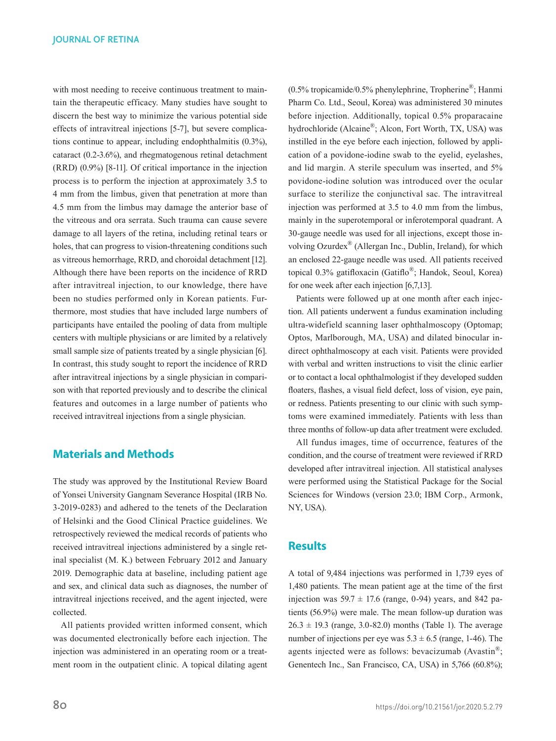with most needing to receive continuous treatment to maintain the therapeutic efficacy. Many studies have sought to discern the best way to minimize the various potential side effects of intravitreal injections [5-7], but severe complications continue to appear, including endophthalmitis (0.3%), cataract (0.2-3.6%), and rhegmatogenous retinal detachment (RRD) (0.9%) [8-11]. Of critical importance in the injection process is to perform the injection at approximately 3.5 to 4 mm from the limbus, given that penetration at more than 4.5 mm from the limbus may damage the anterior base of the vitreous and ora serrata. Such trauma can cause severe damage to all layers of the retina, including retinal tears or holes, that can progress to vision-threatening conditions such as vitreous hemorrhage, RRD, and choroidal detachment [12]. Although there have been reports on the incidence of RRD after intravitreal injection, to our knowledge, there have been no studies performed only in Korean patients. Furthermore, most studies that have included large numbers of participants have entailed the pooling of data from multiple centers with multiple physicians or are limited by a relatively small sample size of patients treated by a single physician [6]. In contrast, this study sought to report the incidence of RRD after intravitreal injections by a single physician in comparison with that reported previously and to describe the clinical features and outcomes in a large number of patients who received intravitreal injections from a single physician.

## Materials and Methods

The study was approved by the Institutional Review Board of Yonsei University Gangnam Severance Hospital (IRB No. 3-2019-0283) and adhered to the tenets of the Declaration of Helsinki and the Good Clinical Practice guidelines. We retrospectively reviewed the medical records of patients who received intravitreal injections administered by a single retinal specialist (M. K.) between February 2012 and January 2019. Demographic data at baseline, including patient age and sex, and clinical data such as diagnoses, the number of intravitreal injections received, and the agent injected, were collected.

All patients provided written informed consent, which was documented electronically before each injection. The injection was administered in an operating room or a treatment room in the outpatient clinic. A topical dilating agent (0.5% tropicamide/0.5% phenylephrine, Tropherine®; Hanmi Pharm Co. Ltd., Seoul, Korea) was administered 30 minutes before injection. Additionally, topical 0.5% proparacaine hydrochloride (Alcaine®; Alcon, Fort Worth, TX, USA) was instilled in the eye before each injection, followed by application of a povidone-iodine swab to the eyelid, eyelashes, and lid margin. A sterile speculum was inserted, and 5% povidone-iodine solution was introduced over the ocular surface to sterilize the conjunctival sac. The intravitreal injection was performed at 3.5 to 4.0 mm from the limbus, mainly in the superotemporal or inferotemporal quadrant. A 30-gauge needle was used for all injections, except those involving Ozurdex® (Allergan Inc., Dublin, Ireland), for which an enclosed 22-gauge needle was used. All patients received topical 0.3% gatifloxacin (Gatiflo®; Handok, Seoul, Korea) for one week after each injection [6,7,13].

Patients were followed up at one month after each injection. All patients underwent a fundus examination including ultra-widefield scanning laser ophthalmoscopy (Optomap; Optos, Marlborough, MA, USA) and dilated binocular indirect ophthalmoscopy at each visit. Patients were provided with verbal and written instructions to visit the clinic earlier or to contact a local ophthalmologist if they developed sudden floaters, flashes, a visual field defect, loss of vision, eye pain, or redness. Patients presenting to our clinic with such symptoms were examined immediately. Patients with less than three months of follow-up data after treatment were excluded.

All fundus images, time of occurrence, features of the condition, and the course of treatment were reviewed if RRD developed after intravitreal injection. All statistical analyses were performed using the Statistical Package for the Social Sciences for Windows (version 23.0; IBM Corp., Armonk, NY, USA).

## Results

A total of 9,484 injections was performed in 1,739 eyes of 1,480 patients. The mean patient age at the time of the first injection was 59.7 ± 17.6 (range, 0-94) years, and 842 patients (56.9%) were male. The mean follow-up duration was 26.3 ± 19.3 (range, 3.0-82.0) months (Table 1). The average number of injections per eye was 5.3 ± 6.5 (range, 1-46). The agents injected were as follows: bevacizumab (Avastin®; Genentech Inc., San Francisco, CA, USA) in 5,766 (60.8%);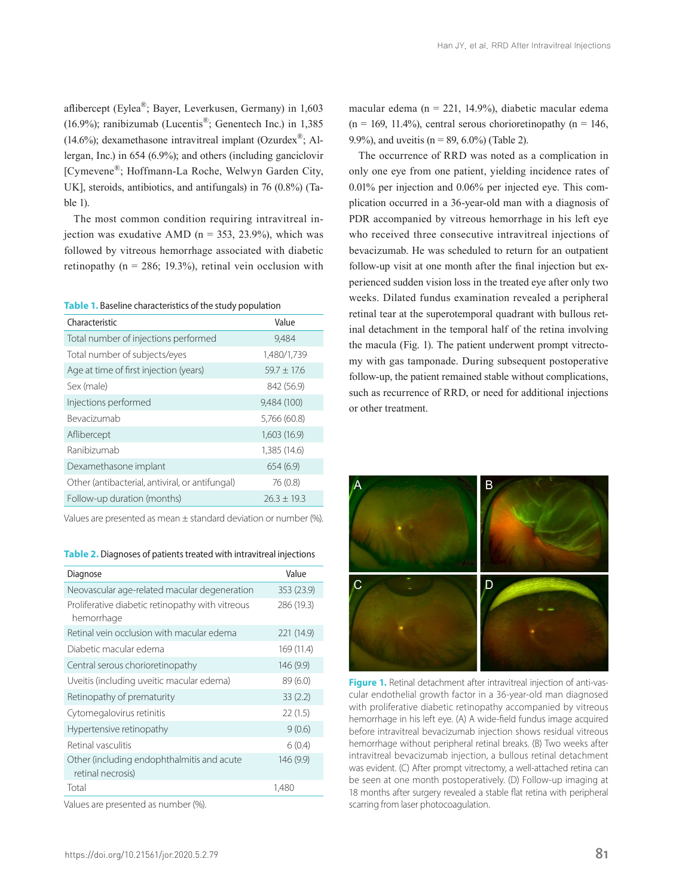aflibercept (Eylea®; Bayer, Leverkusen, Germany) in 1,603 (16.9%); ranibizumab (Lucentis®; Genentech Inc.) in 1,385 (14.6%); dexamethasone intravitreal implant (Ozurdex®; Allergan, Inc.) in 654 (6.9%); and others (including ganciclovir [Cymevene®; Hoffmann-La Roche, Welwyn Garden City, UK], steroids, antibiotics, and antifungals) in 76 (0.8%) (Table 1).

The most common condition requiring intravitreal injection was exudative AMD (n = 353, 23.9%), which was followed by vitreous hemorrhage associated with diabetic retinopathy (n = 286; 19.3%), retinal vein occlusion with macular edema (n = 221, 14.9%), diabetic macular edema (n = 169, 11.4%), central serous chorioretinopathy (n = 146, 9.9%), and uveitis (n = 89, 6.0%) (Table 2).

**Table 1.** Baseline characteristics of the study population

| Characteristic | Value |
|---|---|
| Total number of injections performed | 9,484 |
| Total number of subjects/eyes | 1,480/1,739 |
| Age at time of first injection (years) | 59.7 ± 17.6 |
| Sex (male) | 842 (56.9) |
| Injections performed | 9,484 (100) |
| Bevacizumab | 5,766 (60.8) |
| Aflibercept | 1,603 (16.9) |
| Ranibizumab | 1,385 (14.6) |
| Dexamethasone implant | 654 (6.9) |
| Other (antibacterial, antiviral, or antifungal) | 76 (0.8) |
| Follow-up duration (months) | 26.3 ± 19.3 |

Values are presented as mean ± standard deviation or number (%).

**Table 2.** Diagnoses of patients treated with intravitreal injections

| Diagnose | Value |
|---|---|
| Neovascular age-related macular degeneration | 353 (23.9) |
| Proliferative diabetic retinopathy with vitreous hemorrhage | 286 (19.3) |
| Retinal vein occlusion with macular edema | 221 (14.9) |
| Diabetic macular edema | 169 (11.4) |
| Central serous chorioretinopathy | 146 (9.9) |
| Uveitis (including uveitic macular edema) | 89 (6.0) |
| Retinopathy of prematurity | 33 (2.2) |
| Cytomegalovirus retinitis | 22 (1.5) |
| Hypertensive retinopathy | 9 (0.6) |
| Retinal vasculitis | 6 (0.4) |
| Other (including endophthalmitis and acute retinal necrosis) | 146 (9.9) |
| Total | 1,480 |

Values are presented as number (%).

The occurrence of RRD was noted as a complication in only one eye from one patient, yielding incidence rates of 0.01% per injection and 0.06% per injected eye. This complication occurred in a 36-year-old man with a diagnosis of PDR accompanied by vitreous hemorrhage in his left eye who received three consecutive intravitreal injections of bevacizumab. He was scheduled to return for an outpatient follow-up visit at one month after the final injection but experienced sudden vision loss in the treated eye after only two weeks. Dilated fundus examination revealed a peripheral retinal tear at the superotemporal quadrant with bullous retinal detachment in the temporal half of the retina involving the macula (Fig. 1). The patient underwent prompt vitrectomy with gas tamponade. During subsequent postoperative follow-up, the patient remained stable without complications, such as recurrence of RRD, or need for additional injections or other treatment.

**Figure 1.** Retinal detachment after intravitreal injection of anti-vascular endothelial growth factor in a 36-year-old man diagnosed with proliferative diabetic retinopathy accompanied by vitreous hemorrhage in his left eye. (A) A wide-field fundus image acquired before intravitreal bevacizumab injection shows residual vitreous hemorrhage without peripheral retinal breaks. (B) Two weeks after intravitreal bevacizumab injection, a bullous retinal detachment was evident. (C) After prompt vitrectomy, a well-attached retina can be seen at one month postoperatively. (D) Follow-up imaging at 18 months after surgery revealed a stable flat retina with peripheral scarring from laser photocoagulation.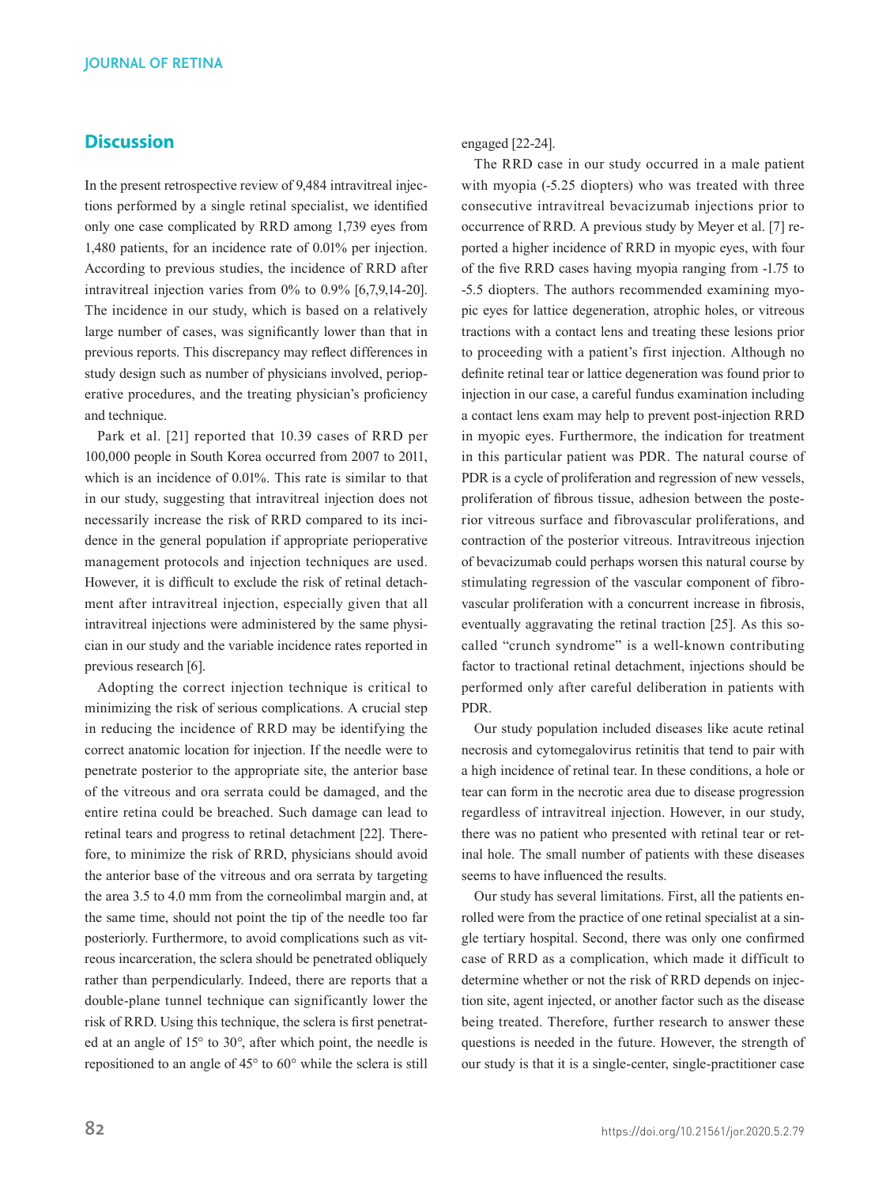## Discussion

In the present retrospective review of 9,484 intravitreal injections performed by a single retinal specialist, we identified only one case complicated by RRD among 1,739 eyes from 1,480 patients, for an incidence rate of 0.01% per injection. According to previous studies, the incidence of RRD after intravitreal injection varies from 0% to 0.9% [6,7,9,14-20]. The incidence in our study, which is based on a relatively large number of cases, was significantly lower than that in previous reports. This discrepancy may reflect differences in study design such as number of physicians involved, perioperative procedures, and the treating physician's proficiency and technique.

Park et al. [21] reported that 10.39 cases of RRD per 100,000 people in South Korea occurred from 2007 to 2011, which is an incidence of 0.01%. This rate is similar to that in our study, suggesting that intravitreal injection does not necessarily increase the risk of RRD compared to its incidence in the general population if appropriate perioperative management protocols and injection techniques are used. However, it is difficult to exclude the risk of retinal detachment after intravitreal injection, especially given that all intravitreal injections were administered by the same physician in our study and the variable incidence rates reported in previous research [6].

Adopting the correct injection technique is critical to minimizing the risk of serious complications. A crucial step in reducing the incidence of RRD may be identifying the correct anatomic location for injection. If the needle were to penetrate posterior to the appropriate site, the anterior base of the vitreous and ora serrata could be damaged, and the entire retina could be breached. Such damage can lead to retinal tears and progress to retinal detachment [22]. Therefore, to minimize the risk of RRD, physicians should avoid the anterior base of the vitreous and ora serrata by targeting the area 3.5 to 4.0 mm from the corneolimbal margin and, at the same time, should not point the tip of the needle too far posteriorly. Furthermore, to avoid complications such as vitreous incarceration, the sclera should be penetrated obliquely rather than perpendicularly. Indeed, there are reports that a double-plane tunnel technique can significantly lower the risk of RRD. Using this technique, the sclera is first penetrated at an angle of 15° to 30°, after which point, the needle is repositioned to an angle of 45° to 60° while the sclera is still engaged [22-24].

The RRD case in our study occurred in a male patient with myopia (-5.25 diopters) who was treated with three consecutive intravitreal bevacizumab injections prior to occurrence of RRD. A previous study by Meyer et al. [7] reported a higher incidence of RRD in myopic eyes, with four of the five RRD cases having myopia ranging from -1.75 to -5.5 diopters. The authors recommended examining myopic eyes for lattice degeneration, atrophic holes, or vitreous tractions with a contact lens and treating these lesions prior to proceeding with a patient's first injection. Although no definite retinal tear or lattice degeneration was found prior to injection in our case, a careful fundus examination including a contact lens exam may help to prevent post-injection RRD in myopic eyes. Furthermore, the indication for treatment in this particular patient was PDR. The natural course of PDR is a cycle of proliferation and regression of new vessels, proliferation of fibrous tissue, adhesion between the posterior vitreous surface and fibrovascular proliferations, and contraction of the posterior vitreous. Intravitreous injection of bevacizumab could perhaps worsen this natural course by stimulating regression of the vascular component of fibrovascular proliferation with a concurrent increase in fibrosis, eventually aggravating the retinal traction [25]. As this so-called "crunch syndrome" is a well-known contributing factor to tractional retinal detachment, injections should be performed only after careful deliberation in patients with PDR.

Our study population included diseases like acute retinal necrosis and cytomegalovirus retinitis that tend to pair with a high incidence of retinal tear. In these conditions, a hole or tear can form in the necrotic area due to disease progression regardless of intravitreal injection. However, in our study, there was no patient who presented with retinal tear or retinal hole. The small number of patients with these diseases seems to have influenced the results.

Our study has several limitations. First, all the patients enrolled were from the practice of one retinal specialist at a single tertiary hospital. Second, there was only one confirmed case of RRD as a complication, which made it difficult to determine whether or not the risk of RRD depends on injection site, agent injected, or another factor such as the disease being treated. Therefore, further research to answer these questions is needed in the future. However, the strength of our study is that it is a single-center, single-practitioner case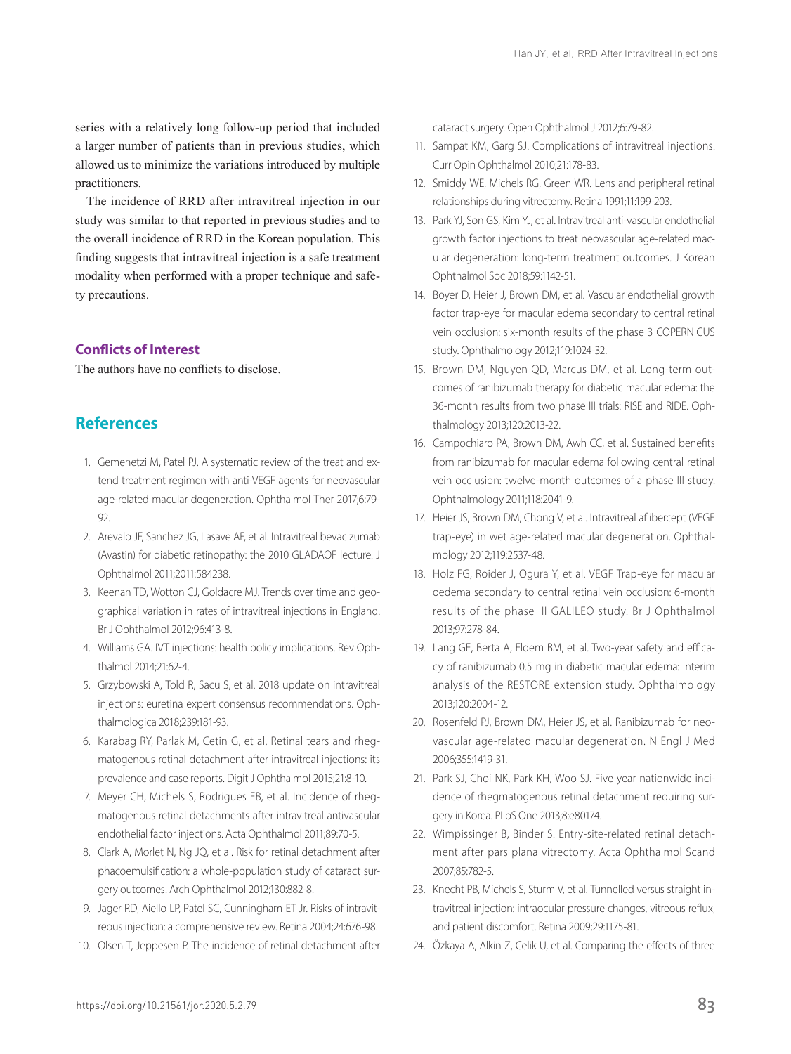series with a relatively long follow-up period that included a larger number of patients than in previous studies, which allowed us to minimize the variations introduced by multiple practitioners.

The incidence of RRD after intravitreal injection in our study was similar to that reported in previous studies and to the overall incidence of RRD in the Korean population. This finding suggests that intravitreal injection is a safe treatment modality when performed with a proper technique and safety precautions.

## Conflicts of Interest

The authors have no conflicts to disclose.

## References

1. Gemenetzi M, Patel PJ. A systematic review of the treat and extend treatment regimen with anti-VEGF agents for neovascular age-related macular degeneration. Ophthalmol Ther 2017;6:79-92.
2. Arevalo JF, Sanchez JG, Lasave AF, et al. Intravitreal bevacizumab (Avastin) for diabetic retinopathy: the 2010 GLADAOF lecture. J Ophthalmol 2011;2011:584238.
3. Keenan TD, Wotton CJ, Goldacre MJ. Trends over time and geographical variation in rates of intravitreal injections in England. Br J Ophthalmol 2012;96:413-8.
4. Williams GA. IVT injections: health policy implications. Rev Ophthalmol 2014;21:62-4.
5. Grzybowski A, Told R, Sacu S, et al. 2018 update on intravitreal injections: euretina expert consensus recommendations. Ophthalmologica 2018;239:181-93.
6. Karabag RY, Parlak M, Cetin G, et al. Retinal tears and rhegmatogenous retinal detachment after intravitreal injections: its prevalence and case reports. Digit J Ophthalmol 2015;21:8-10.
7. Meyer CH, Michels S, Rodrigues EB, et al. Incidence of rhegmatogenous retinal detachments after intravitreal antivascular endothelial factor injections. Acta Ophthalmol 2011;89:70-5.
8. Clark A, Morlet N, Ng JQ, et al. Risk for retinal detachment after phacoemulsification: a whole-population study of cataract surgery outcomes. Arch Ophthalmol 2012;130:882-8.
9. Jager RD, Aiello LP, Patel SC, Cunningham ET Jr. Risks of intravitreous injection: a comprehensive review. Retina 2004;24:676-98.
10. Olsen T, Jeppesen P. The incidence of retinal detachment after cataract surgery. Open Ophthalmol J 2012;6:79-82.
11. Sampat KM, Garg SJ. Complications of intravitreal injections. Curr Opin Ophthalmol 2010;21:178-83.
12. Smiddy WE, Michels RG, Green WR. Lens and peripheral retinal relationships during vitrectomy. Retina 1991;11:199-203.
13. Park YJ, Son GS, Kim YJ, et al. Intravitreal anti-vascular endothelial growth factor injections to treat neovascular age-related macular degeneration: long-term treatment outcomes. J Korean Ophthalmol Soc 2018;59:1142-51.
14. Boyer D, Heier J, Brown DM, et al. Vascular endothelial growth factor trap-eye for macular edema secondary to central retinal vein occlusion: six-month results of the phase 3 COPERNICUS study. Ophthalmology 2012;119:1024-32.
15. Brown DM, Nguyen QD, Marcus DM, et al. Long-term outcomes of ranibizumab therapy for diabetic macular edema: the 36-month results from two phase III trials: RISE and RIDE. Ophthalmology 2013;120:2013-22.
16. Campochiaro PA, Brown DM, Awh CC, et al. Sustained benefits from ranibizumab for macular edema following central retinal vein occlusion: twelve-month outcomes of a phase III study. Ophthalmology 2011;118:2041-9.
17. Heier JS, Brown DM, Chong V, et al. Intravitreal aflibercept (VEGF trap-eye) in wet age-related macular degeneration. Ophthalmology 2012;119:2537-48.
18. Holz FG, Roider J, Ogura Y, et al. VEGF Trap-eye for macular oedema secondary to central retinal vein occlusion: 6-month results of the phase III GALILEO study. Br J Ophthalmol 2013;97:278-84.
19. Lang GE, Berta A, Eldem BM, et al. Two-year safety and efficacy of ranibizumab 0.5 mg in diabetic macular edema: interim analysis of the RESTORE extension study. Ophthalmology 2013;120:2004-12.
20. Rosenfeld PJ, Brown DM, Heier JS, et al. Ranibizumab for neovascular age-related macular degeneration. N Engl J Med 2006;355:1419-31.
21. Park SJ, Choi NK, Park KH, Woo SJ. Five year nationwide incidence of rhegmatogenous retinal detachment requiring surgery in Korea. PLoS One 2013;8:e80174.
22. Wimpissinger B, Binder S. Entry-site-related retinal detachment after pars plana vitrectomy. Acta Ophthalmol Scand 2007;85:782-5.
23. Knecht PB, Michels S, Sturm V, et al. Tunnelled versus straight intravitreal injection: intraocular pressure changes, vitreous reflux, and patient discomfort. Retina 2009;29:1175-81.
24. Özkaya A, Alkin Z, Celik U, et al. Comparing the effects of three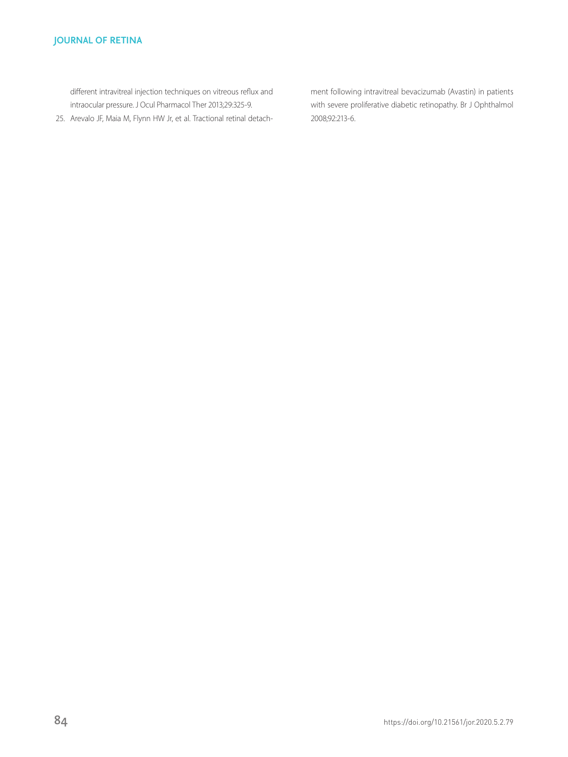different intravitreal injection techniques on vitreous reflux and intraocular pressure. J Ocul Pharmacol Ther 2013;29:325-9.

25. Arevalo JF, Maia M, Flynn HW Jr, et al. Tractional retinal detachment following intravitreal bevacizumab (Avastin) in patients with severe proliferative diabetic retinopathy. Br J Ophthalmol 2008;92:213-6.